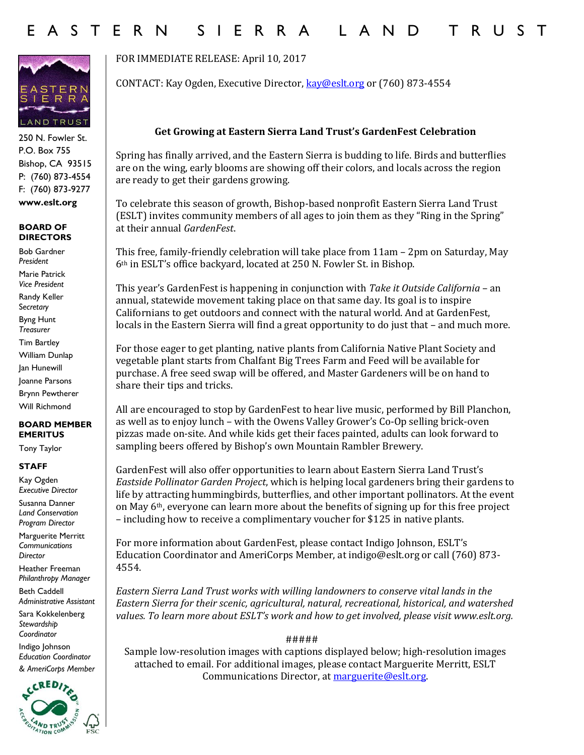# EASTERN SIERRA LAND TRUST

250 N. Fowler St.
P.O. Box 755
Bishop, CA 93515
P: (760) 873-4554
F: (760) 873-9277
**www.eslt.org**

**BOARD OF DIRECTORS**

Bob Gardner
*President*

Marie Patrick
*Vice President*

Randy Keller
*Secretary*

Byng Hunt
*Treasurer*

Tim Bartley

William Dunlap

Jan Hunewill

Joanne Parsons

Brynn Pewtherer

Will Richmond

**BOARD MEMBER EMERITUS**

Tony Taylor

**STAFF**

Kay Ogden
*Executive Director*

Susanna Danner
*Land Conservation Program Director*

Marguerite Merritt
*Communications Director*

Heather Freeman
*Philanthropy Manager*

Beth Caddell
*Administrative Assistant*

Sara Kokkelenberg
*Stewardship Coordinator*

Indigo Johnson
*Education Coordinator & AmeriCorps Member*

FOR IMMEDIATE RELEASE: April 10, 2017

CONTACT: Kay Ogden, Executive Director, kay@eslt.org or (760) 873-4554

**Get Growing at Eastern Sierra Land Trust's GardenFest Celebration**

Spring has finally arrived, and the Eastern Sierra is budding to life. Birds and butterflies are on the wing, early blooms are showing off their colors, and locals across the region are ready to get their gardens growing.

To celebrate this season of growth, Bishop-based nonprofit Eastern Sierra Land Trust (ESLT) invites community members of all ages to join them as they "Ring in the Spring" at their annual *GardenFest*.

This free, family-friendly celebration will take place from 11am – 2pm on Saturday, May 6th in ESLT's office backyard, located at 250 N. Fowler St. in Bishop.

This year's GardenFest is happening in conjunction with *Take it Outside California* – an annual, statewide movement taking place on that same day. Its goal is to inspire Californians to get outdoors and connect with the natural world. And at GardenFest, locals in the Eastern Sierra will find a great opportunity to do just that – and much more.

For those eager to get planting, native plants from California Native Plant Society and vegetable plant starts from Chalfant Big Trees Farm and Feed will be available for purchase. A free seed swap will be offered, and Master Gardeners will be on hand to share their tips and tricks.

All are encouraged to stop by GardenFest to hear live music, performed by Bill Planchon, as well as to enjoy lunch – with the Owens Valley Grower's Co-Op selling brick-oven pizzas made on-site. And while kids get their faces painted, adults can look forward to sampling beers offered by Bishop's own Mountain Rambler Brewery.

GardenFest will also offer opportunities to learn about Eastern Sierra Land Trust's *Eastside Pollinator Garden Project*, which is helping local gardeners bring their gardens to life by attracting hummingbirds, butterflies, and other important pollinators. At the event on May 6th, everyone can learn more about the benefits of signing up for this free project – including how to receive a complimentary voucher for $125 in native plants.

For more information about GardenFest, please contact Indigo Johnson, ESLT's Education Coordinator and AmeriCorps Member, at indigo@eslt.org or call (760) 873-4554.

*Eastern Sierra Land Trust works with willing landowners to conserve vital lands in the Eastern Sierra for their scenic, agricultural, natural, recreational, historical, and watershed values. To learn more about ESLT's work and how to get involved, please visit www.eslt.org.*

#####

Sample low-resolution images with captions displayed below; high-resolution images attached to email. For additional images, please contact Marguerite Merritt, ESLT Communications Director, at marguerite@eslt.org.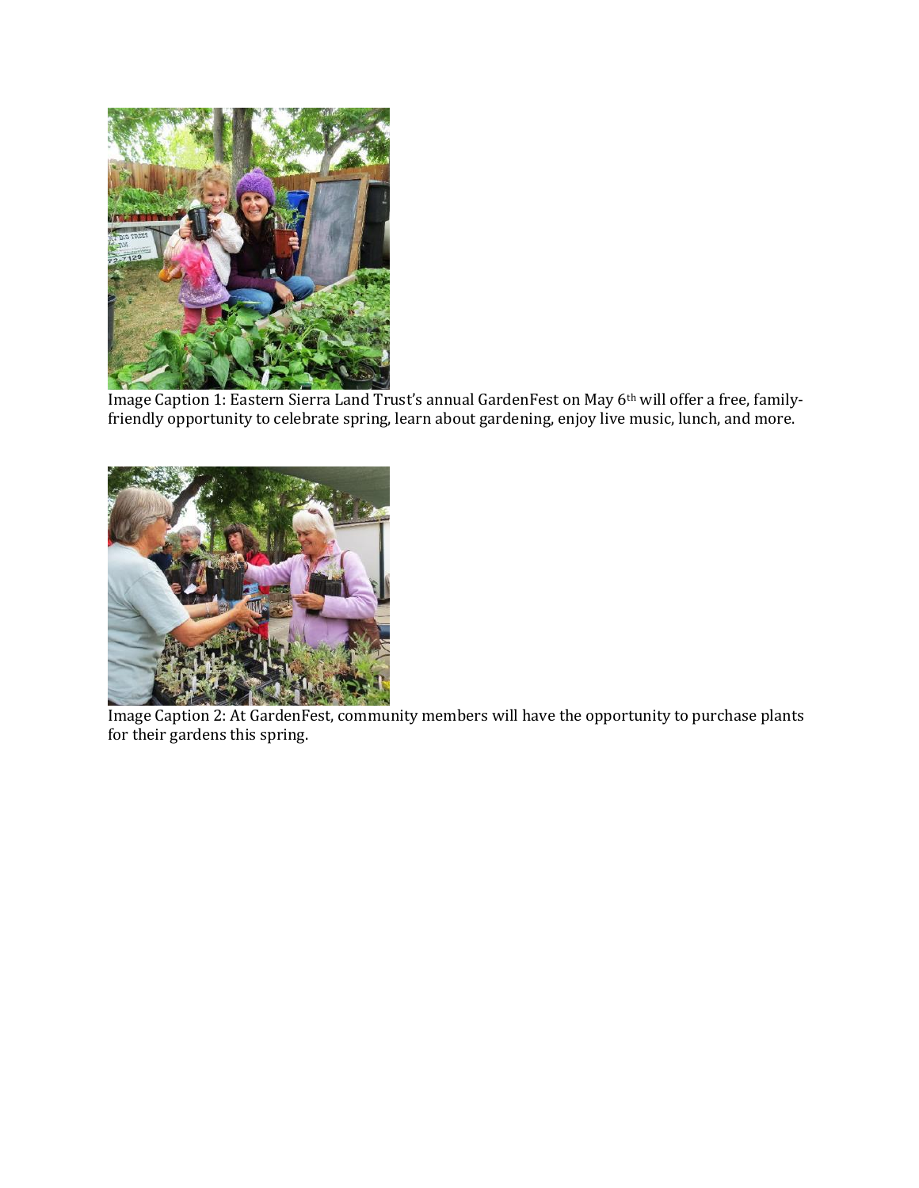Image Caption 1: Eastern Sierra Land Trust's annual GardenFest on May 6th will offer a free, family-friendly opportunity to celebrate spring, learn about gardening, enjoy live music, lunch, and more.

Image Caption 2: At GardenFest, community members will have the opportunity to purchase plants for their gardens this spring.